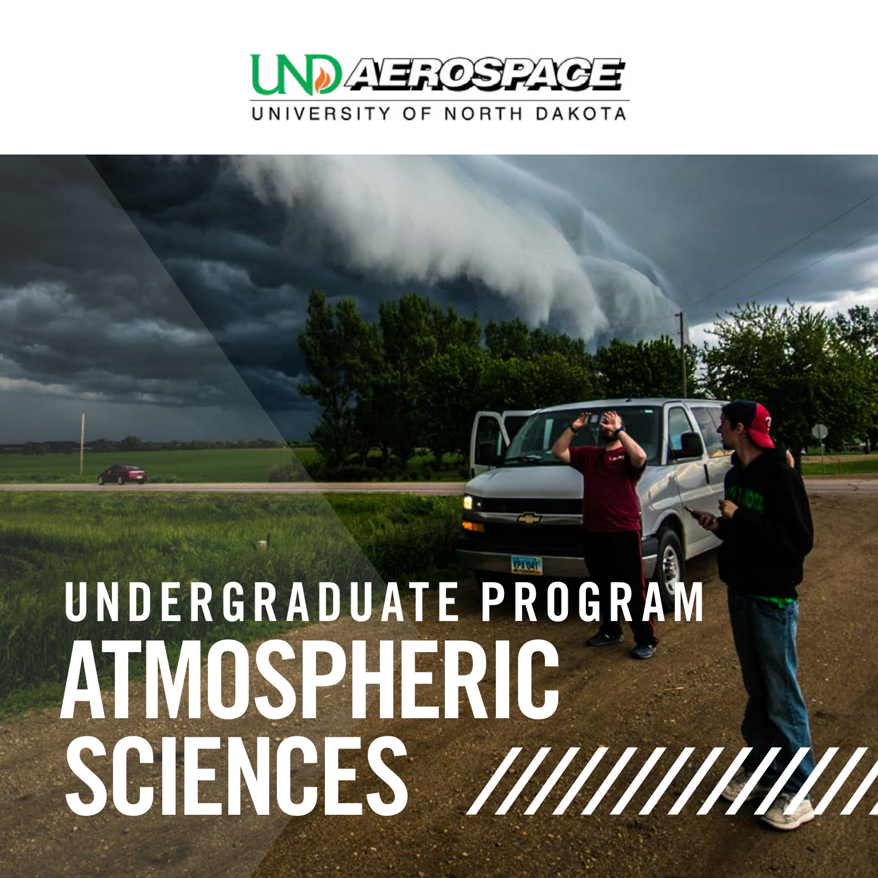UND AEROSPACE

UNIVERSITY OF NORTH DAKOTA

# UNDERGRADUATE PROGRAM

# ATMOSPHERIC SCIENCES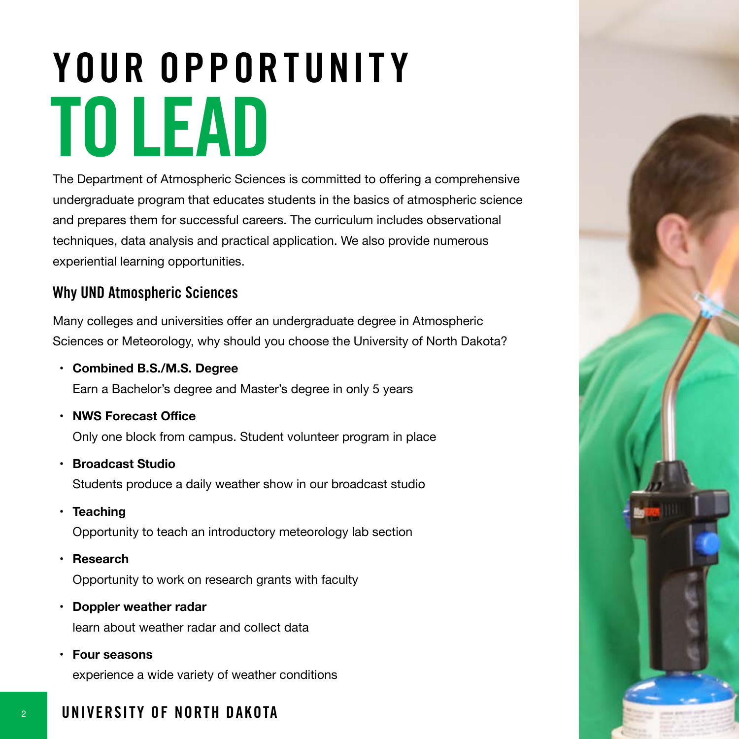# YOUR OPPORTUNITY TO LEAD

The Department of Atmospheric Sciences is committed to offering a comprehensive undergraduate program that educates students in the basics of atmospheric science and prepares them for successful careers. The curriculum includes observational techniques, data analysis and practical application. We also provide numerous experiential learning opportunities.

## Why UND Atmospheric Sciences

Many colleges and universities offer an undergraduate degree in Atmospheric Sciences or Meteorology, why should you choose the University of North Dakota?

- **Combined B.S./M.S. Degree**
  Earn a Bachelor's degree and Master's degree in only 5 years
- **NWS Forecast Office**
  Only one block from campus. Student volunteer program in place
- **Broadcast Studio**
  Students produce a daily weather show in our broadcast studio
- **Teaching**
  Opportunity to teach an introductory meteorology lab section
- **Research**
  Opportunity to work on research grants with faculty
- **Doppler weather radar**
  learn about weather radar and collect data
- **Four seasons**
  experience a wide variety of weather conditions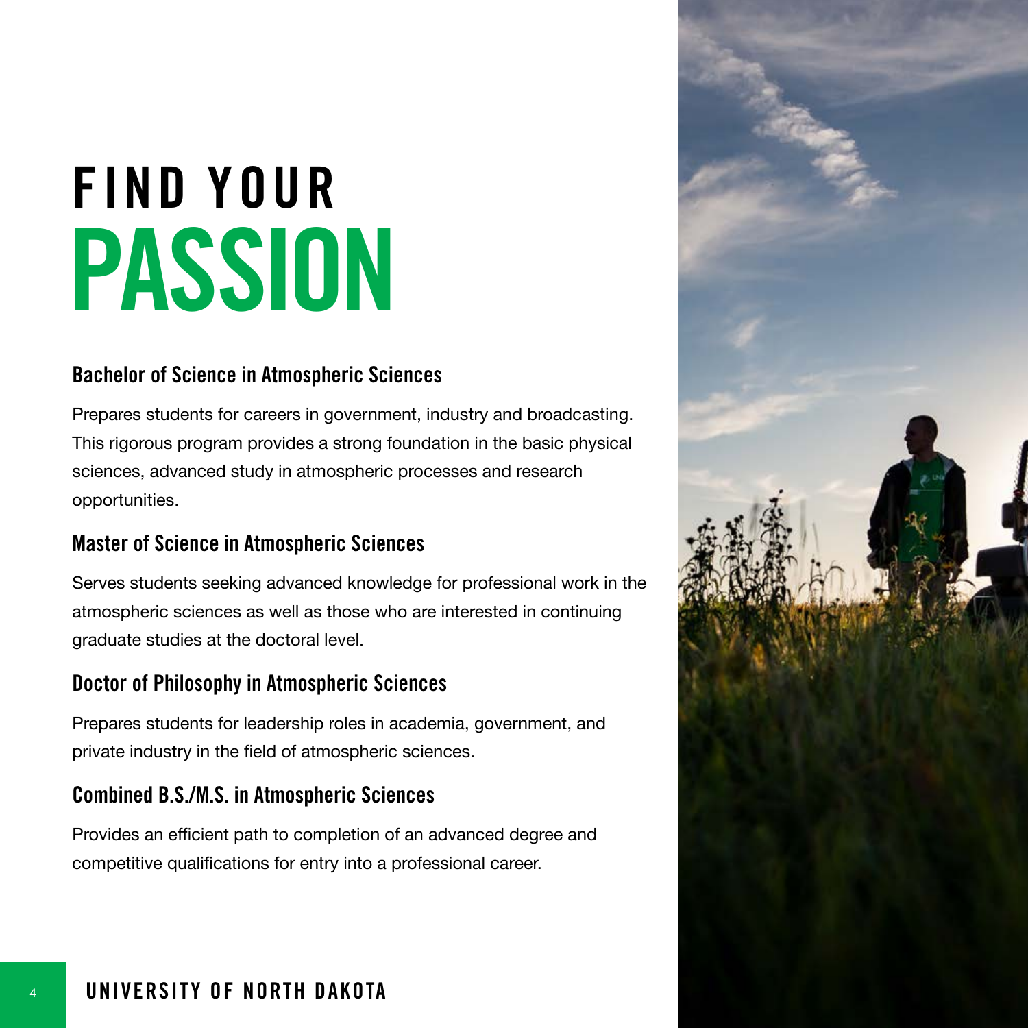# FIND YOUR PASSION

### Bachelor of Science in Atmospheric Sciences

Prepares students for careers in government, industry and broadcasting. This rigorous program provides a strong foundation in the basic physical sciences, advanced study in atmospheric processes and research opportunities.

### Master of Science in Atmospheric Sciences

Serves students seeking advanced knowledge for professional work in the atmospheric sciences as well as those who are interested in continuing graduate studies at the doctoral level.

### Doctor of Philosophy in Atmospheric Sciences

Prepares students for leadership roles in academia, government, and private industry in the field of atmospheric sciences.

### Combined B.S./M.S. in Atmospheric Sciences

Provides an efficient path to completion of an advanced degree and competitive qualifications for entry into a professional career.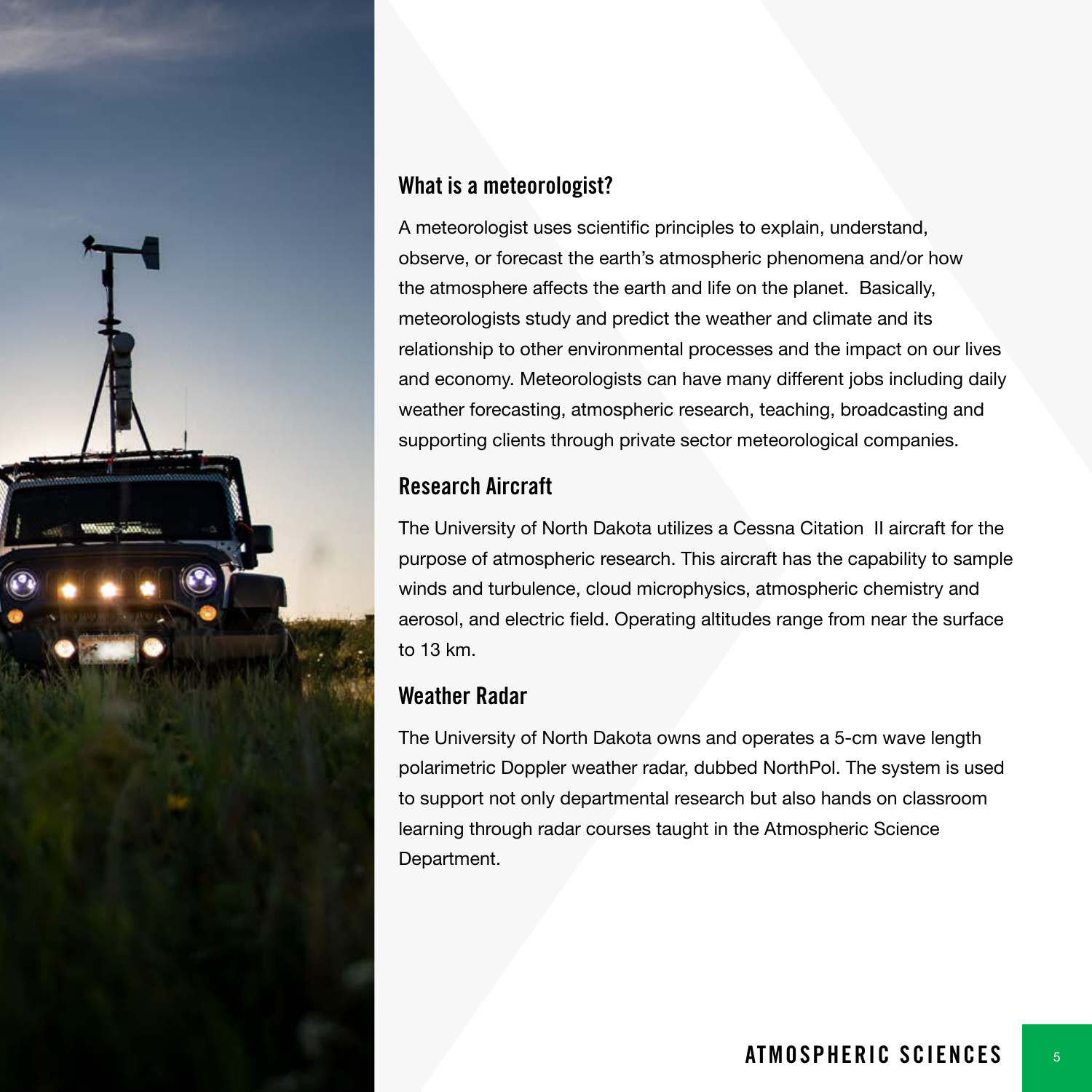## What is a meteorologist?

A meteorologist uses scientific principles to explain, understand, observe, or forecast the earth's atmospheric phenomena and/or how the atmosphere affects the earth and life on the planet.  Basically, meteorologists study and predict the weather and climate and its relationship to other environmental processes and the impact on our lives and economy. Meteorologists can have many different jobs including daily weather forecasting, atmospheric research, teaching, broadcasting and supporting clients through private sector meteorological companies.

## Research Aircraft

The University of North Dakota utilizes a Cessna Citation  II aircraft for the purpose of atmospheric research. This aircraft has the capability to sample winds and turbulence, cloud microphysics, atmospheric chemistry and aerosol, and electric field. Operating altitudes range from near the surface to 13 km.

## Weather Radar

The University of North Dakota owns and operates a 5-cm wave length polarimetric Doppler weather radar, dubbed NorthPol. The system is used to support not only departmental research but also hands on classroom learning through radar courses taught in the Atmospheric Science Department.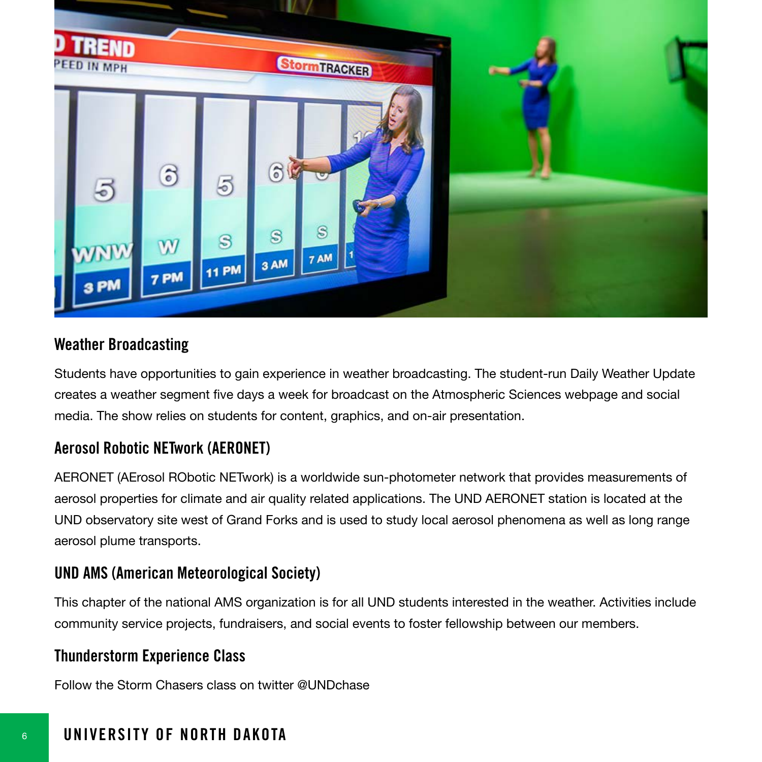## Weather Broadcasting

Students have opportunities to gain experience in weather broadcasting. The student-run Daily Weather Update creates a weather segment five days a week for broadcast on the Atmospheric Sciences webpage and social media. The show relies on students for content, graphics, and on-air presentation.

## Aerosol Robotic NETwork (AERONET)

AERONET (AErosol RObotic NETwork) is a worldwide sun-photometer network that provides measurements of aerosol properties for climate and air quality related applications. The UND AERONET station is located at the UND observatory site west of Grand Forks and is used to study local aerosol phenomena as well as long range aerosol plume transports.

## UND AMS (American Meteorological Society)

This chapter of the national AMS organization is for all UND students interested in the weather. Activities include community service projects, fundraisers, and social events to foster fellowship between our members.

## Thunderstorm Experience Class

Follow the Storm Chasers class on twitter @UNDchase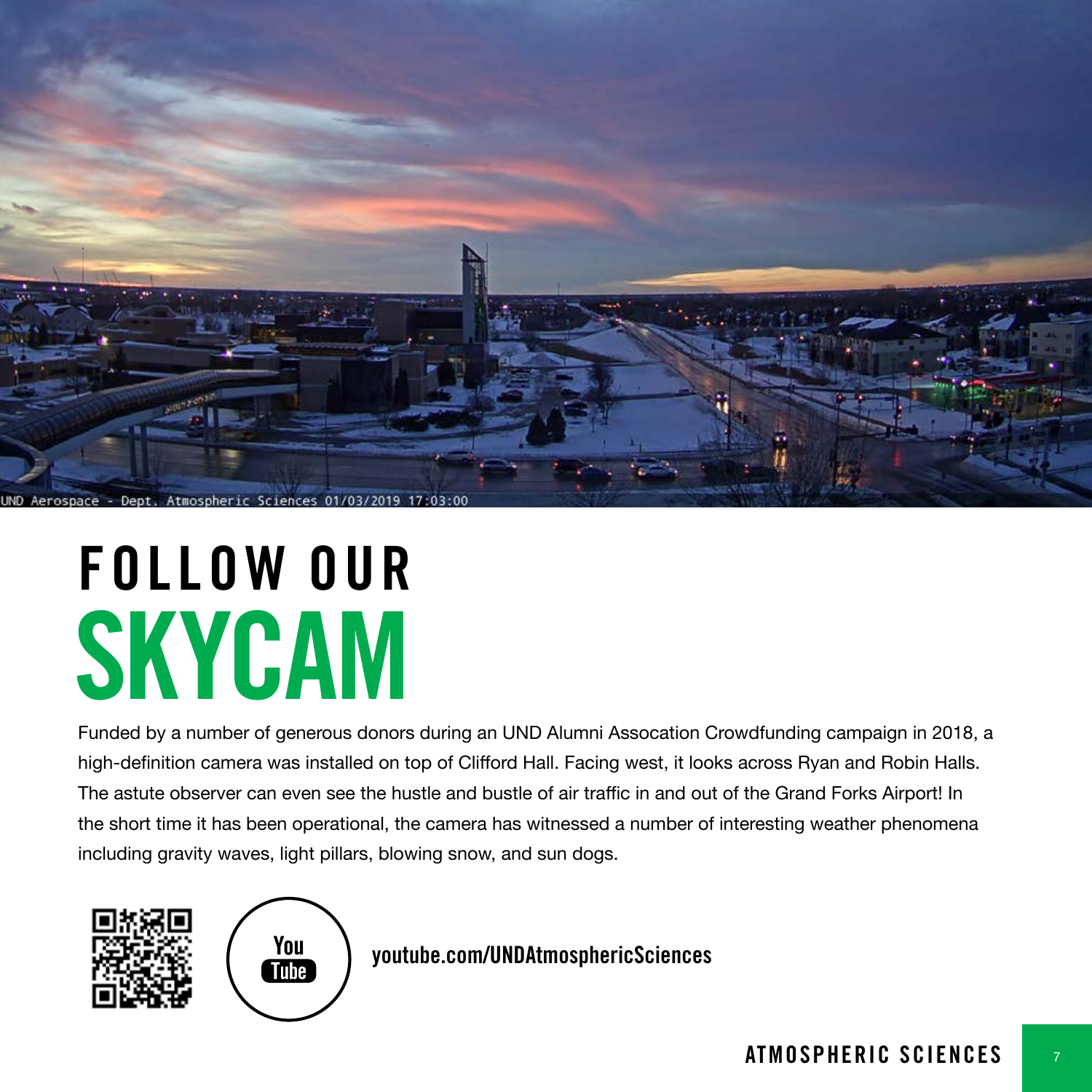# FOLLOW OUR SKYCAM

Funded by a number of generous donors during an UND Alumni Assocation Crowdfunding campaign in 2018, a high-definition camera was installed on top of Clifford Hall. Facing west, it looks across Ryan and Robin Halls. The astute observer can even see the hustle and bustle of air traffic in and out of the Grand Forks Airport! In the short time it has been operational, the camera has witnessed a number of interesting weather phenomena including gravity waves, light pillars, blowing snow, and sun dogs.

youtube.com/UNDAtmosphericSciences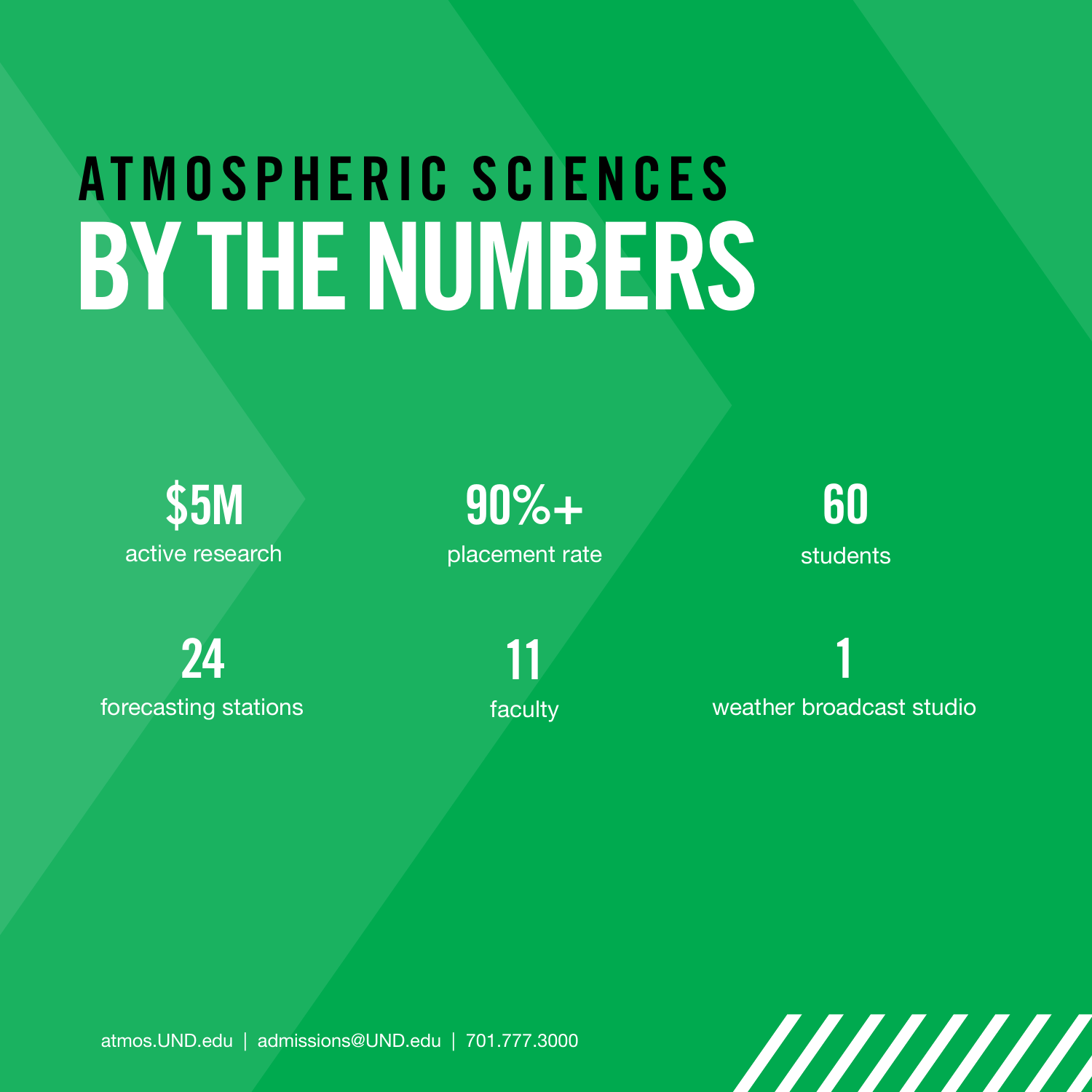# ATMOSPHERIC SCIENCES BY THE NUMBERS

**$5M**
active research

**90%+**
placement rate

**60**
students

**24**
forecasting stations

**11**
faculty

**1**
weather broadcast studio

atmos.UND.edu | admissions@UND.edu | 701.777.3000